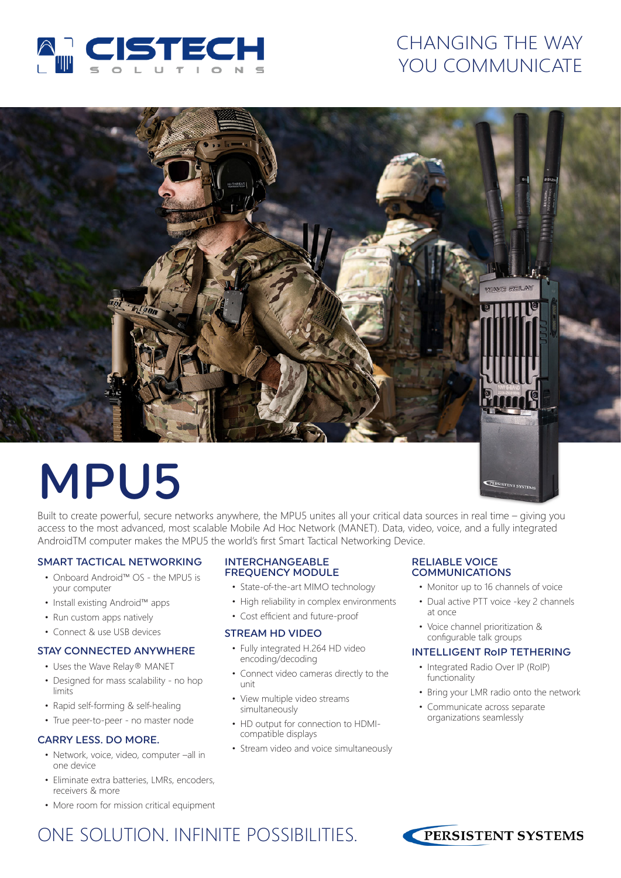CISTECH SOLUTIONS

CHANGING THE WAY YOU COMMUNICATE

# MPU5

Built to create powerful, secure networks anywhere, the MPU5 unites all your critical data sources in real time – giving you access to the most advanced, most scalable Mobile Ad Hoc Network (MANET). Data, video, voice, and a fully integrated AndroidTM computer makes the MPU5 the world's first Smart Tactical Networking Device.

## SMART TACTICAL NETWORKING

- Onboard Android™ OS - the MPU5 is your computer
- Install existing Android™ apps
- Run custom apps natively
- Connect & use USB devices

## STAY CONNECTED ANYWHERE

- Uses the Wave Relay® MANET
- Designed for mass scalability - no hop limits
- Rapid self-forming & self-healing
- True peer-to-peer - no master node

## CARRY LESS. DO MORE.

- Network, voice, video, computer –all in one device
- Eliminate extra batteries, LMRs, encoders, receivers & more
- More room for mission critical equipment

## INTERCHANGEABLE FREQUENCY MODULE

- State-of-the-art MIMO technology
- High reliability in complex environments
- Cost efficient and future-proof

## STREAM HD VIDEO

- Fully integrated H.264 HD video encoding/decoding
- Connect video cameras directly to the unit
- View multiple video streams simultaneously
- HD output for connection to HDMI-compatible displays
- Stream video and voice simultaneously

## RELIABLE VOICE COMMUNICATIONS

- Monitor up to 16 channels of voice
- Dual active PTT voice -key 2 channels at once
- Voice channel prioritization & configurable talk groups

## INTELLIGENT RoIP TETHERING

- Integrated Radio Over IP (RoIP) functionality
- Bring your LMR radio onto the network
- Communicate across separate organizations seamlessly

ONE SOLUTION. INFINITE POSSIBILITIES.

PERSISTENT SYSTEMS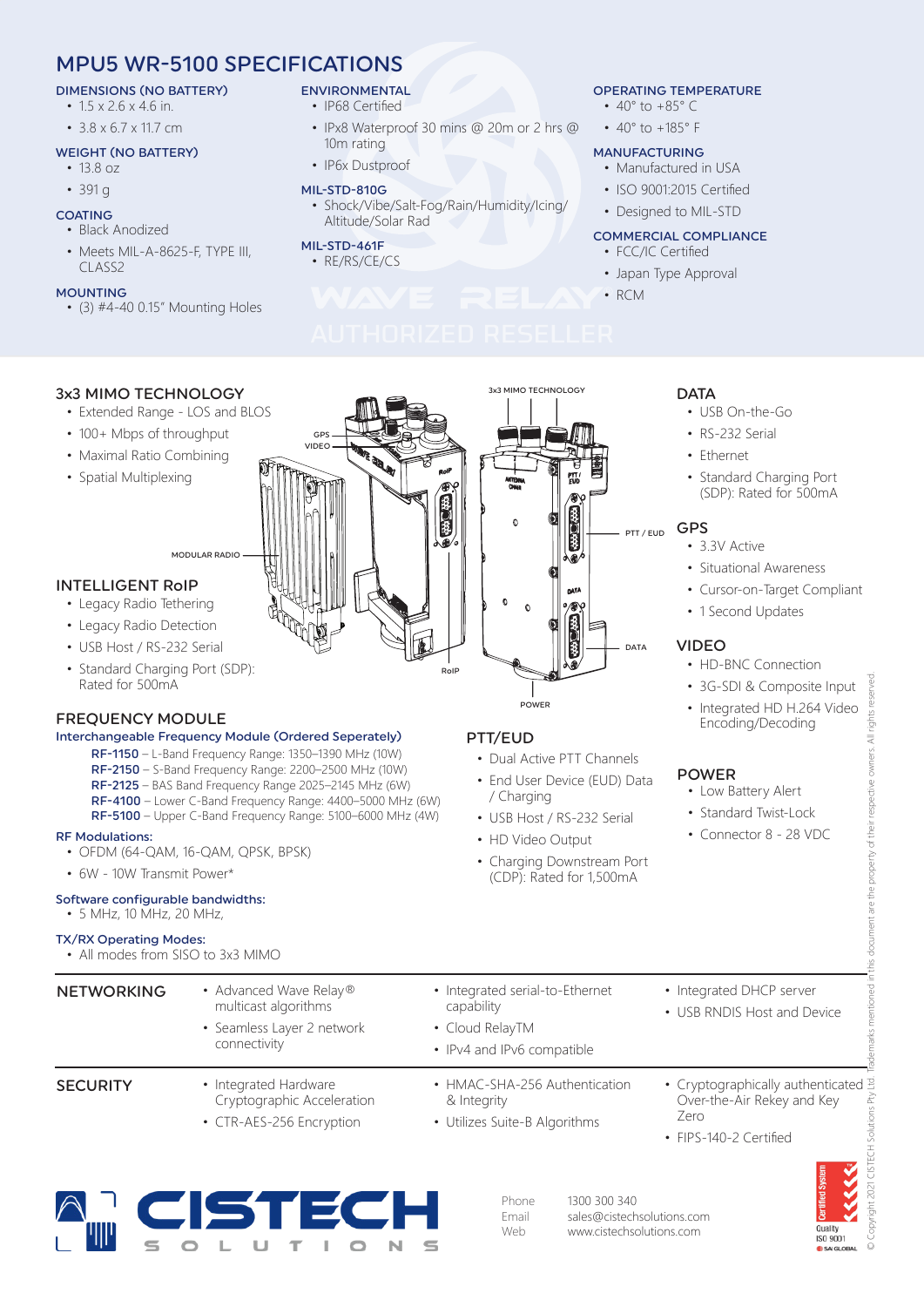# MPU5 WR-5100 SPECIFICATIONS

### DIMENSIONS (NO BATTERY)
- 1.5 x 2.6 x 4.6 in.
- 3.8 x 6.7 x 11.7 cm

### WEIGHT (NO BATTERY)
- 13.8 oz
- 391 g

### COATING
- Black Anodized
- Meets MIL-A-8625-F, TYPE III, CLASS2

### MOUNTING
- (3) #4-40 0.15" Mounting Holes

### ENVIRONMENTAL
- IP68 Certified
- IPx8 Waterproof 30 mins @ 20m or 2 hrs @ 10m rating
- IP6x Dustproof

### MIL-STD-810G
- Shock/Vibe/Salt-Fog/Rain/Humidity/Icing/ Altitude/Solar Rad

### MIL-STD-461F
- RE/RS/CE/CS

### OPERATING TEMPERATURE
- 40° to +85° C
- 40° to +185° F

### MANUFACTURING
- Manufactured in USA
- ISO 9001:2015 Certified
- Designed to MIL-STD

### COMMERCIAL COMPLIANCE
- FCC/IC Certified
- Japan Type Approval
- RCM

WAVE RELAY AUTHORIZED RESELLER

## 3x3 MIMO TECHNOLOGY
- Extended Range - LOS and BLOS
- 100+ Mbps of throughput
- Maximal Ratio Combining
- Spatial Multiplexing

## INTELLIGENT RoIP
- Legacy Radio Tethering
- Legacy Radio Detection
- USB Host / RS-232 Serial
- Standard Charging Port (SDP): Rated for 500mA

GPS
VIDEO
MODULAR RADIO
RoIP
3x3 MIMO TECHNOLOGY
PTT / EUD
DATA
POWER

## FREQUENCY MODULE

**Interchangeable Frequency Module (Ordered Seperately)**

- **RF-1150** – L-Band Frequency Range: 1350–1390 MHz (10W)
- **RF-2150** – S-Band Frequency Range: 2200–2500 MHz (10W)
- **RF-2125** – BAS Band Frequency Range 2025–2145 MHz (6W)
- **RF-4100** – Lower C-Band Frequency Range: 4400–5000 MHz (6W)
- **RF-5100** – Upper C-Band Frequency Range: 5100–6000 MHz (4W)

**RF Modulations:**
- OFDM (64-QAM, 16-QAM, QPSK, BPSK)
- 6W - 10W Transmit Power*

**Software configurable bandwidths:**
- 5 MHz, 10 MHz, 20 MHz,

**TX/RX Operating Modes:**
- All modes from SISO to 3x3 MIMO

## PTT/EUD
- Dual Active PTT Channels
- End User Device (EUD) Data / Charging
- USB Host / RS-232 Serial
- HD Video Output
- Charging Downstream Port (CDP): Rated for 1,500mA

## DATA
- USB On-the-Go
- RS-232 Serial
- Ethernet
- Standard Charging Port (SDP): Rated for 500mA

## GPS
- 3.3V Active
- Situational Awareness
- Cursor-on-Target Compliant
- 1 Second Updates

## VIDEO
- HD-BNC Connection
- 3G-SDI & Composite Input
- Integrated HD H.264 Video Encoding/Decoding

## POWER
- Low Battery Alert
- Standard Twist-Lock
- Connector 8 - 28 VDC

## NETWORKING
- Advanced Wave Relay® multicast algorithms
- Seamless Layer 2 network connectivity
- Integrated serial-to-Ethernet capability
- Cloud RelayTM
- IPv4 and IPv6 compatible
- Integrated DHCP server
- USB RNDIS Host and Device

## SECURITY
- Integrated Hardware Cryptographic Acceleration
- CTR-AES-256 Encryption
- HMAC-SHA-256 Authentication & Integrity
- Utilizes Suite-B Algorithms
- Cryptographically authenticated Over-the-Air Rekey and Key Zero
- FIPS-140-2 Certified

CISTECH SOLUTIONS

| | |
|---|---|
| Phone | 1300 300 340 |
| Email | sales@cistechsolutions.com |
| Web | www.cistechsolutions.com |

Certified System Quality ISO 9001 SAI GLOBAL

© Copyright 2021 CISTECH Solutions Pty Ltd. Trademarks mentioned in this document are the property of their respective owners. All rights reserved.